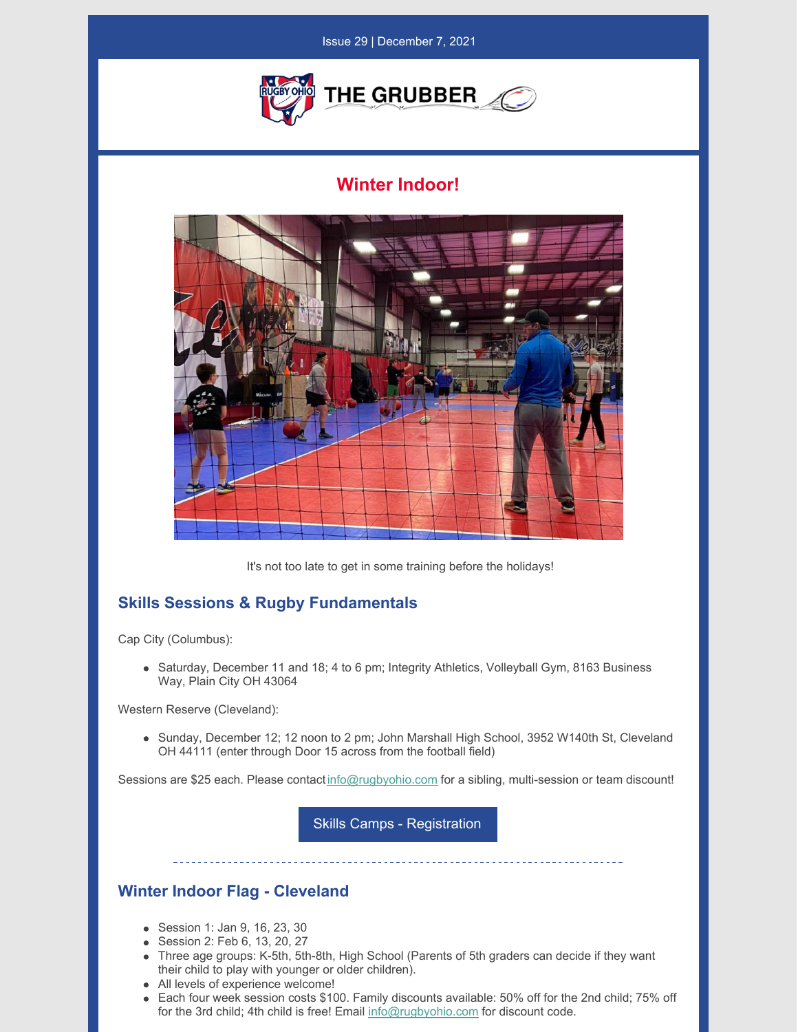Issue 29 | December 7, 2021

THE GRUBBER

## Winter Indoor!

It's not too late to get in some training before the holidays!

### Skills Sessions & Rugby Fundamentals

Cap City (Columbus):

- Saturday, December 11 and 18; 4 to 6 pm; Integrity Athletics, Volleyball Gym, 8163 Business Way, Plain City OH 43064

Western Reserve (Cleveland):

- Sunday, December 12; 12 noon to 2 pm; John Marshall High School, 3952 W140th St, Cleveland OH 44111 (enter through Door 15 across from the football field)

Sessions are $25 each. Please contact info@rugbyohio.com for a sibling, multi-session or team discount!

Skills Camps - Registration

---

### Winter Indoor Flag - Cleveland

- Session 1: Jan 9, 16, 23, 30
- Session 2: Feb 6, 13, 20, 27
- Three age groups: K-5th, 5th-8th, High School (Parents of 5th graders can decide if they want their child to play with younger or older children).
- All levels of experience welcome!
- Each four week session costs $100. Family discounts available: 50% off for the 2nd child; 75% off for the 3rd child; 4th child is free! Email info@rugbyohio.com for discount code.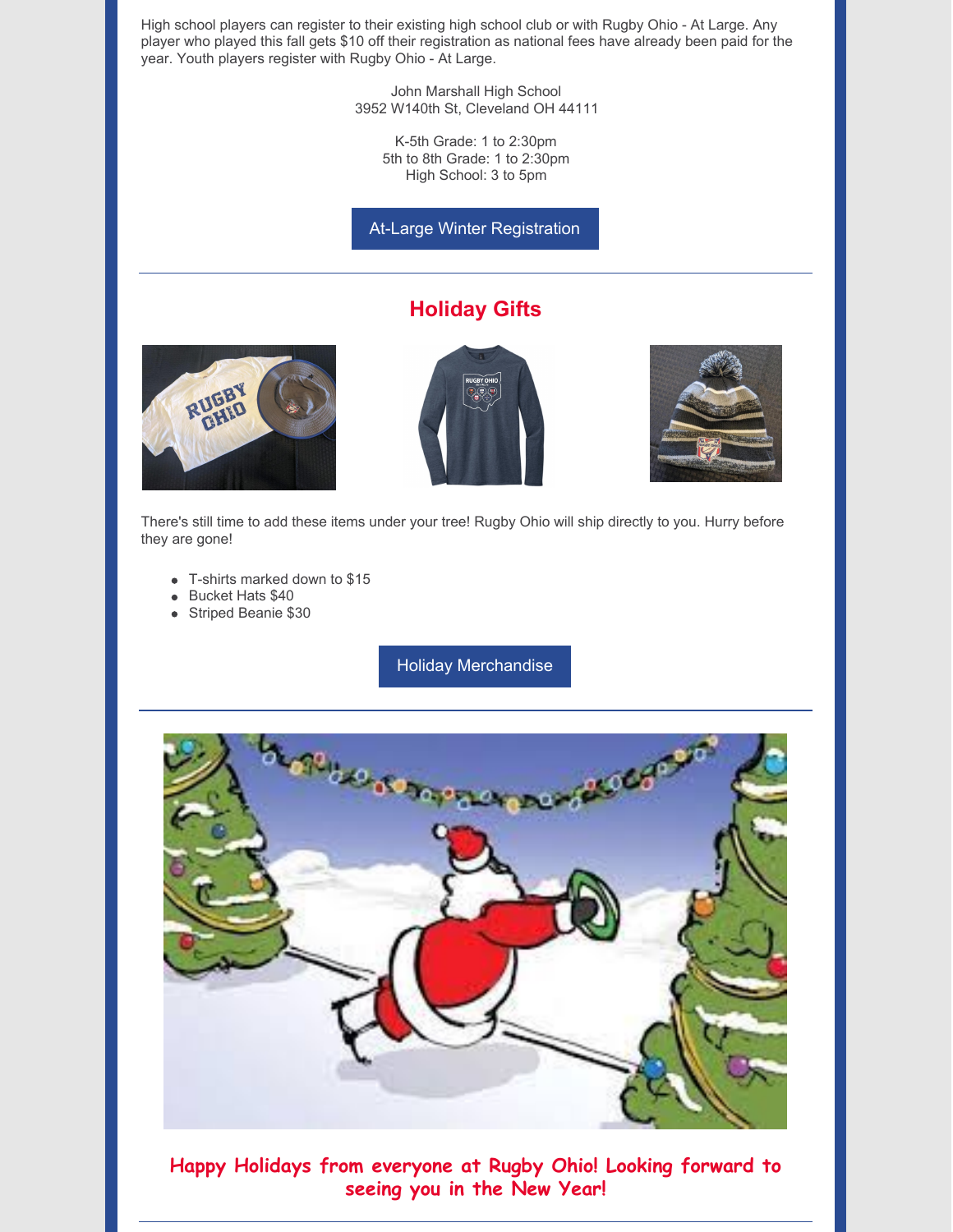High school players can register to their existing high school club or with Rugby Ohio - At Large. Any player who played this fall gets $10 off their registration as national fees have already been paid for the year. Youth players register with Rugby Ohio - At Large.

John Marshall High School
3952 W140th St, Cleveland OH 44111

K-5th Grade: 1 to 2:30pm
5th to 8th Grade: 1 to 2:30pm
High School: 3 to 5pm

At-Large Winter Registration

---

## Holiday Gifts

There's still time to add these items under your tree! Rugby Ohio will ship directly to you. Hurry before they are gone!

- T-shirts marked down to $15
- Bucket Hats $40
- Striped Beanie $30

Holiday Merchandise

---

**Happy Holidays from everyone at Rugby Ohio! Looking forward to seeing you in the New Year!**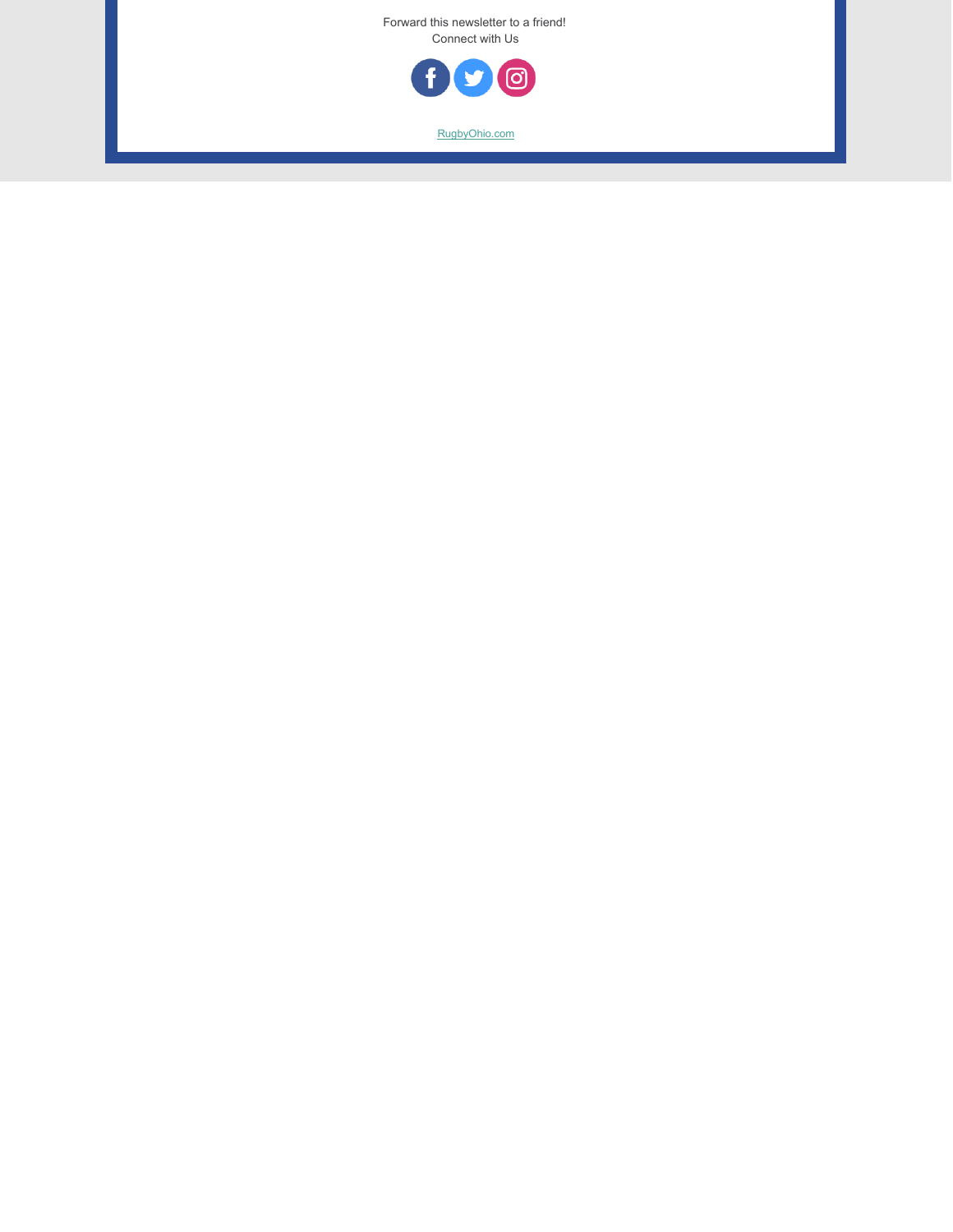Forward this newsletter to a friend!
Connect with Us

RugbyOhio.com